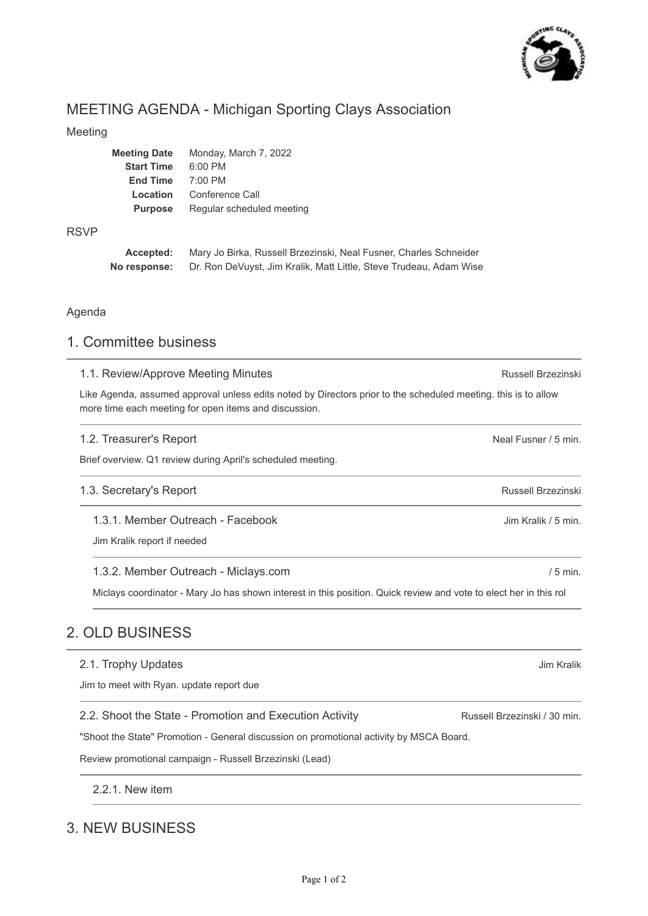# MEETING AGENDA - Michigan Sporting Clays Association

## Meeting

| | |
|---|---|
| **Meeting Date** | Monday, March 7, 2022 |
| **Start Time** | 6:00 PM |
| **End Time** | 7:00 PM |
| **Location** | Conference Call |
| **Purpose** | Regular scheduled meeting |

## RSVP

| | |
|---|---|
| **Accepted:** | Mary Jo Birka, Russell Brzezinski, Neal Fusner, Charles Schneider |
| **No response:** | Dr. Ron DeVuyst, Jim Kralik, Matt Little, Steve Trudeau, Adam Wise |

## Agenda

## 1. Committee business

### 1.1. Review/Approve Meeting Minutes

Russell Brzezinski

Like Agenda, assumed approval unless edits noted by Directors prior to the scheduled meeting. this is to allow more time each meeting for open items and discussion.

### 1.2. Treasurer's Report

Neal Fusner / 5 min.

Brief overview. Q1 review during April's scheduled meeting.

### 1.3. Secretary's Report

Russell Brzezinski

#### 1.3.1. Member Outreach - Facebook

Jim Kralik / 5 min.

Jim Kralik report if needed

#### 1.3.2. Member Outreach - Miclays.com

/ 5 min.

Miclays coordinator - Mary Jo has shown interest in this position. Quick review and vote to elect her in this rol

## 2. OLD BUSINESS

### 2.1. Trophy Updates

Jim Kralik

Jim to meet with Ryan. update report due

### 2.2. Shoot the State - Promotion and Execution Activity

Russell Brzezinski / 30 min.

"Shoot the State" Promotion - General discussion on promotional activity by MSCA Board.

Review promotional campaign - Russell Brzezinski (Lead)

#### 2.2.1. New item

## 3. NEW BUSINESS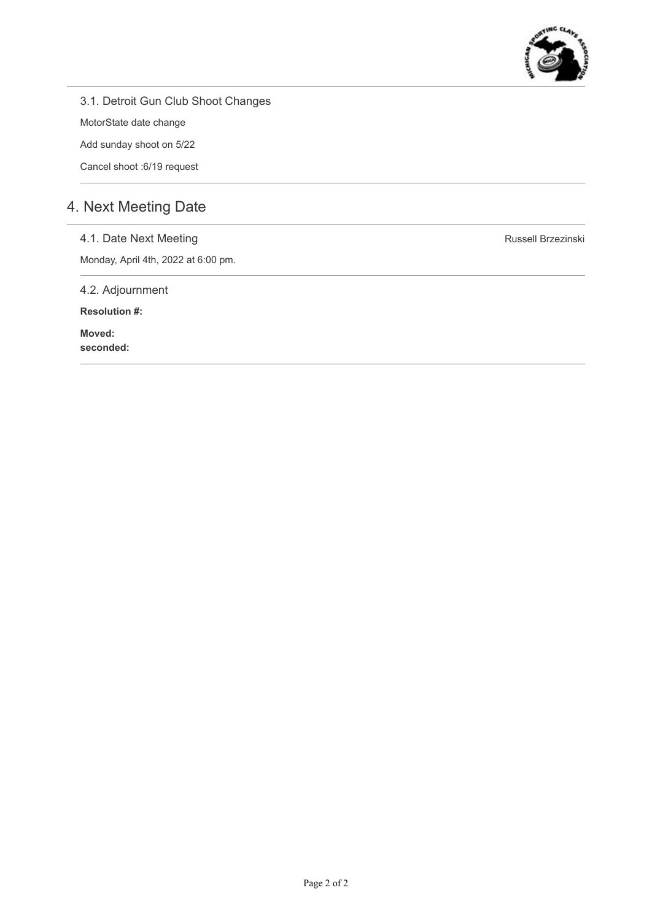### 3.1. Detroit Gun Club Shoot Changes

MotorState date change

Add sunday shoot on 5/22

Cancel shoot :6/19 request

## 4. Next Meeting Date

### 4.1. Date Next Meeting

Russell Brzezinski

Monday, April 4th, 2022 at 6:00 pm.

### 4.2. Adjournment

**Resolution #:**

**Moved:**
**seconded:**